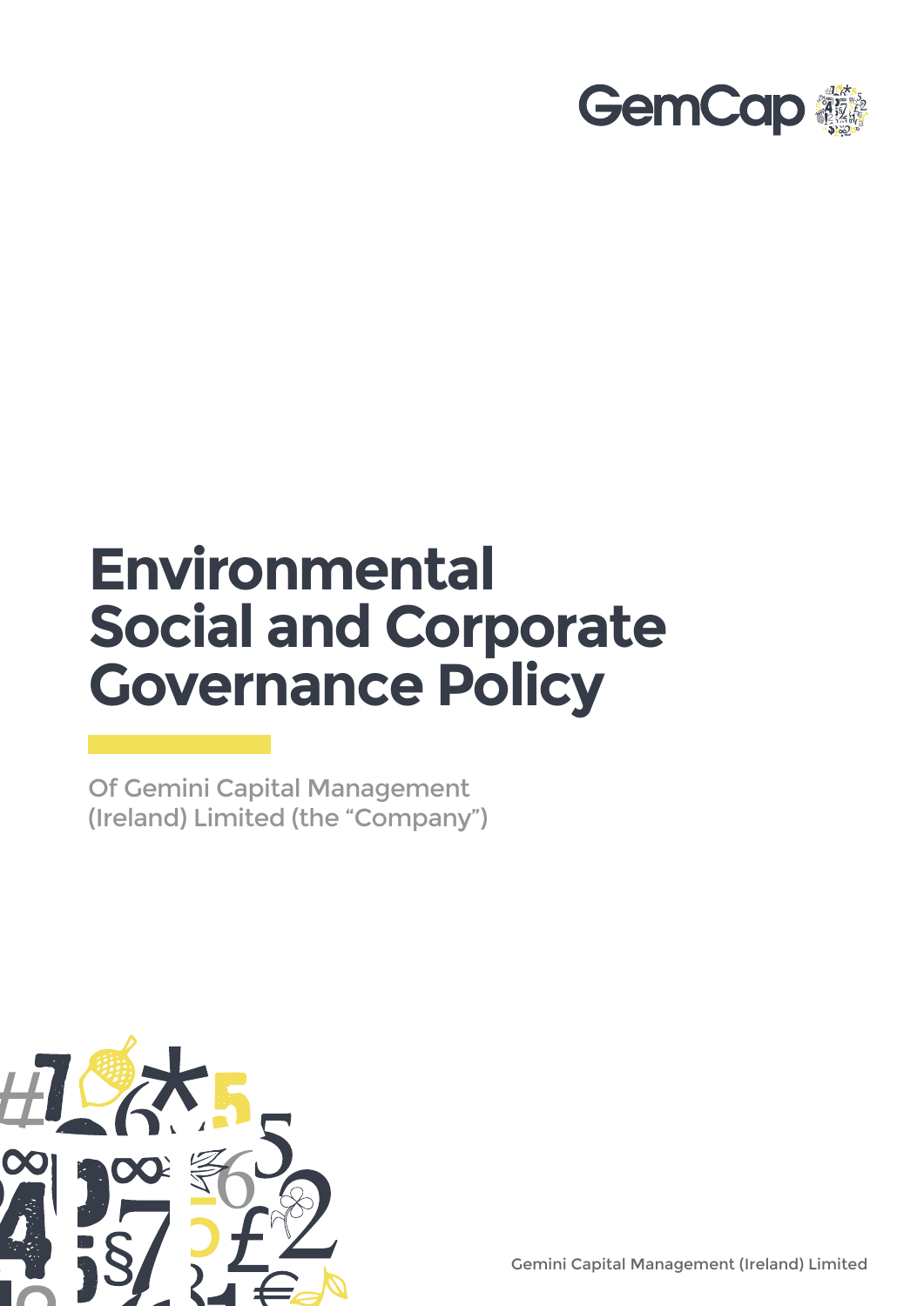GemCap

# Environmental Social and Corporate Governance Policy

Of Gemini Capital Management (Ireland) Limited (the "Company")

Gemini Capital Management (Ireland) Limited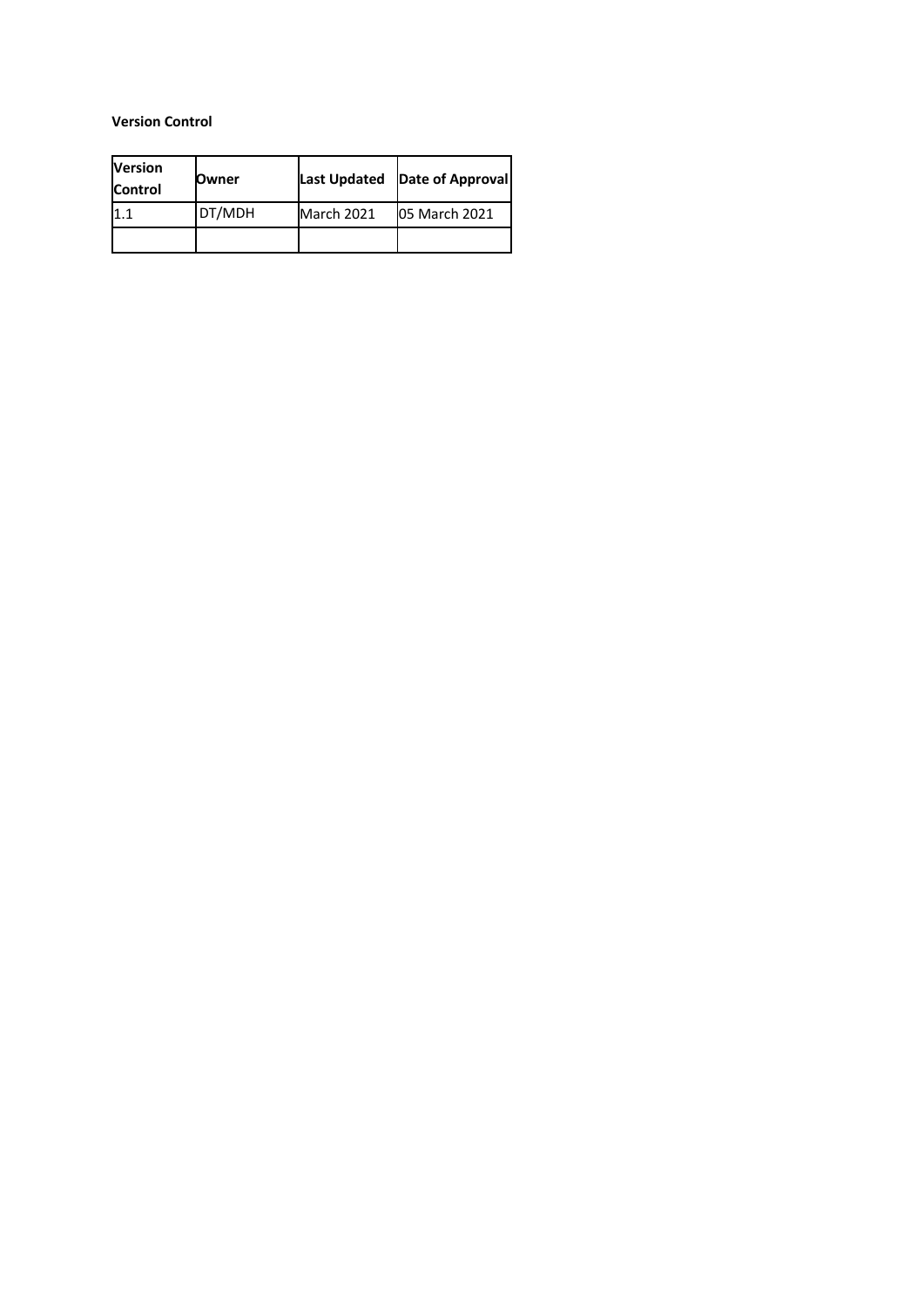**Version Control**

| Version Control | Owner | Last Updated | Date of Approval |
|---|---|---|---|
| 1.1 | DT/MDH | March 2021 | 05 March 2021 |
| | | | |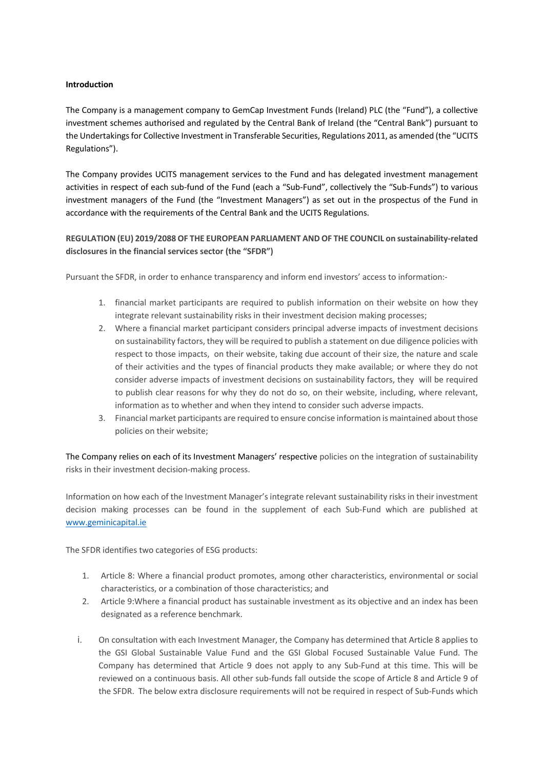**Introduction**

The Company is a management company to GemCap Investment Funds (Ireland) PLC (the "Fund"), a collective investment schemes authorised and regulated by the Central Bank of Ireland (the "Central Bank") pursuant to the Undertakings for Collective Investment in Transferable Securities, Regulations 2011, as amended (the "UCITS Regulations").

The Company provides UCITS management services to the Fund and has delegated investment management activities in respect of each sub-fund of the Fund (each a "Sub-Fund", collectively the "Sub-Funds") to various investment managers of the Fund (the "Investment Managers") as set out in the prospectus of the Fund in accordance with the requirements of the Central Bank and the UCITS Regulations.

**REGULATION (EU) 2019/2088 OF THE EUROPEAN PARLIAMENT AND OF THE COUNCIL on sustainability-related disclosures in the financial services sector (the "SFDR")**

Pursuant the SFDR, in order to enhance transparency and inform end investors' access to information:-

1. financial market participants are required to publish information on their website on how they integrate relevant sustainability risks in their investment decision making processes;
2. Where a financial market participant considers principal adverse impacts of investment decisions on sustainability factors, they will be required to publish a statement on due diligence policies with respect to those impacts, on their website, taking due account of their size, the nature and scale of their activities and the types of financial products they make available; or where they do not consider adverse impacts of investment decisions on sustainability factors, they will be required to publish clear reasons for why they do not do so, on their website, including, where relevant, information as to whether and when they intend to consider such adverse impacts.
3. Financial market participants are required to ensure concise information is maintained about those policies on their website;

The Company relies on each of its Investment Managers' respective policies on the integration of sustainability risks in their investment decision-making process.

Information on how each of the Investment Manager's integrate relevant sustainability risks in their investment decision making processes can be found in the supplement of each Sub-Fund which are published at www.geminicapital.ie

The SFDR identifies two categories of ESG products:

1. Article 8: Where a financial product promotes, among other characteristics, environmental or social characteristics, or a combination of those characteristics; and
2. Article 9:Where a financial product has sustainable investment as its objective and an index has been designated as a reference benchmark.

i. On consultation with each Investment Manager, the Company has determined that Article 8 applies to the GSI Global Sustainable Value Fund and the GSI Global Focused Sustainable Value Fund. The Company has determined that Article 9 does not apply to any Sub-Fund at this time. This will be reviewed on a continuous basis. All other sub-funds fall outside the scope of Article 8 and Article 9 of the SFDR. The below extra disclosure requirements will not be required in respect of Sub-Funds which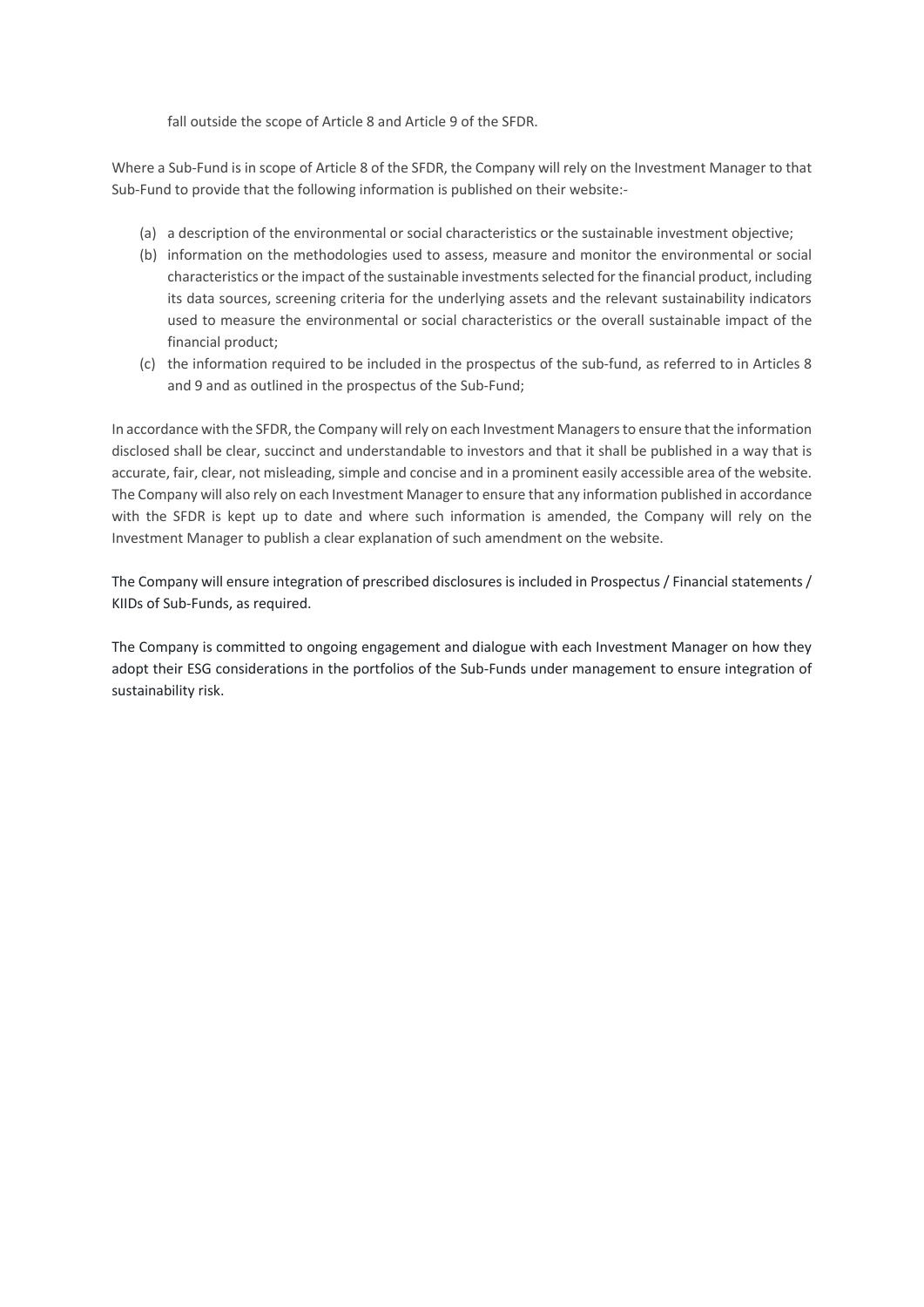fall outside the scope of Article 8 and Article 9 of the SFDR.

Where a Sub-Fund is in scope of Article 8 of the SFDR, the Company will rely on the Investment Manager to that Sub-Fund to provide that the following information is published on their website:-

(a) a description of the environmental or social characteristics or the sustainable investment objective;
(b) information on the methodologies used to assess, measure and monitor the environmental or social characteristics or the impact of the sustainable investments selected for the financial product, including its data sources, screening criteria for the underlying assets and the relevant sustainability indicators used to measure the environmental or social characteristics or the overall sustainable impact of the financial product;
(c) the information required to be included in the prospectus of the sub-fund, as referred to in Articles 8 and 9 and as outlined in the prospectus of the Sub-Fund;

In accordance with the SFDR, the Company will rely on each Investment Managers to ensure that the information disclosed shall be clear, succinct and understandable to investors and that it shall be published in a way that is accurate, fair, clear, not misleading, simple and concise and in a prominent easily accessible area of the website. The Company will also rely on each Investment Manager to ensure that any information published in accordance with the SFDR is kept up to date and where such information is amended, the Company will rely on the Investment Manager to publish a clear explanation of such amendment on the website.

The Company will ensure integration of prescribed disclosures is included in Prospectus / Financial statements / KIIDs of Sub-Funds, as required.

The Company is committed to ongoing engagement and dialogue with each Investment Manager on how they adopt their ESG considerations in the portfolios of the Sub-Funds under management to ensure integration of sustainability risk.